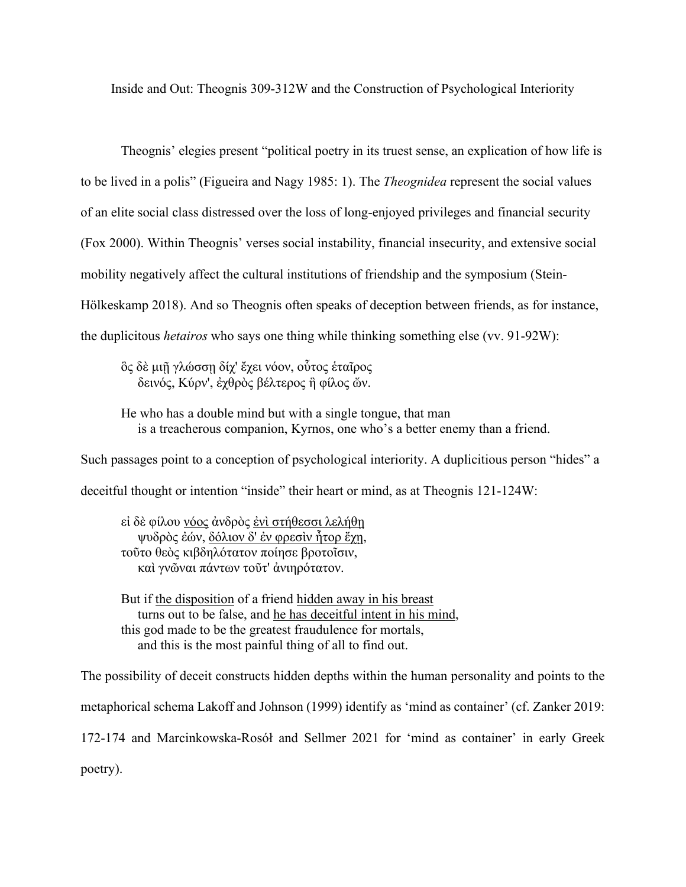# Inside and Out: Theognis 309-312W and the Construction of Psychological Interiority

Theognis' elegies present "political poetry in its truest sense, an explication of how life is to be lived in a polis" (Figueira and Nagy 1985: 1). The *Theognidea* represent the social values of an elite social class distressed over the loss of long-enjoyed privileges and financial security (Fox 2000). Within Theognis' verses social instability, financial insecurity, and extensive social mobility negatively affect the cultural institutions of friendship and the symposium (Stein-Hölkeskamp 2018). And so Theognis often speaks of deception between friends, as for instance, the duplicitous *hetairos* who says one thing while thinking something else (vv. 91-92W):

> ὃς δὲ μιῇ γλώσσῃ δίχ' ἔχει νόον, οὗτος ἑταῖρος
> δεινός, Κύρν', ἐχθρὸς βέλτερος ἢ φίλος ὤν.
>
> He who has a double mind but with a single tongue, that man
> is a treacherous companion, Kyrnos, one who's a better enemy than a friend.

Such passages point to a conception of psychological interiority. A duplicitious person "hides" a deceitful thought or intention "inside" their heart or mind, as at Theognis 121-124W:

> εἰ δὲ φίλου <u>νόος</u> ἀνδρὸς <u>ἐνὶ στήθεσσι λελήθῃ</u>
> ψυδρὸς ἐών, <u>δόλιον δ' ἐν φρεσὶν ἦτορ ἔχῃ</u>,
> τοῦτο θεὸς κιβδηλότατον ποίησε βροτοῖσιν,
> καὶ γνῶναι πάντων τοῦτ' ἀνιηρότατον.
>
> But if <u>the disposition</u> of a friend <u>hidden away in his breast</u>
> turns out to be false, and <u>he has deceitful intent in his mind</u>,
> this god made to be the greatest fraudulence for mortals,
> and this is the most painful thing of all to find out.

The possibility of deceit constructs hidden depths within the human personality and points to the metaphorical schema Lakoff and Johnson (1999) identify as 'mind as container' (cf. Zanker 2019: 172-174 and Marcinkowska-Rosół and Sellmer 2021 for 'mind as container' in early Greek poetry).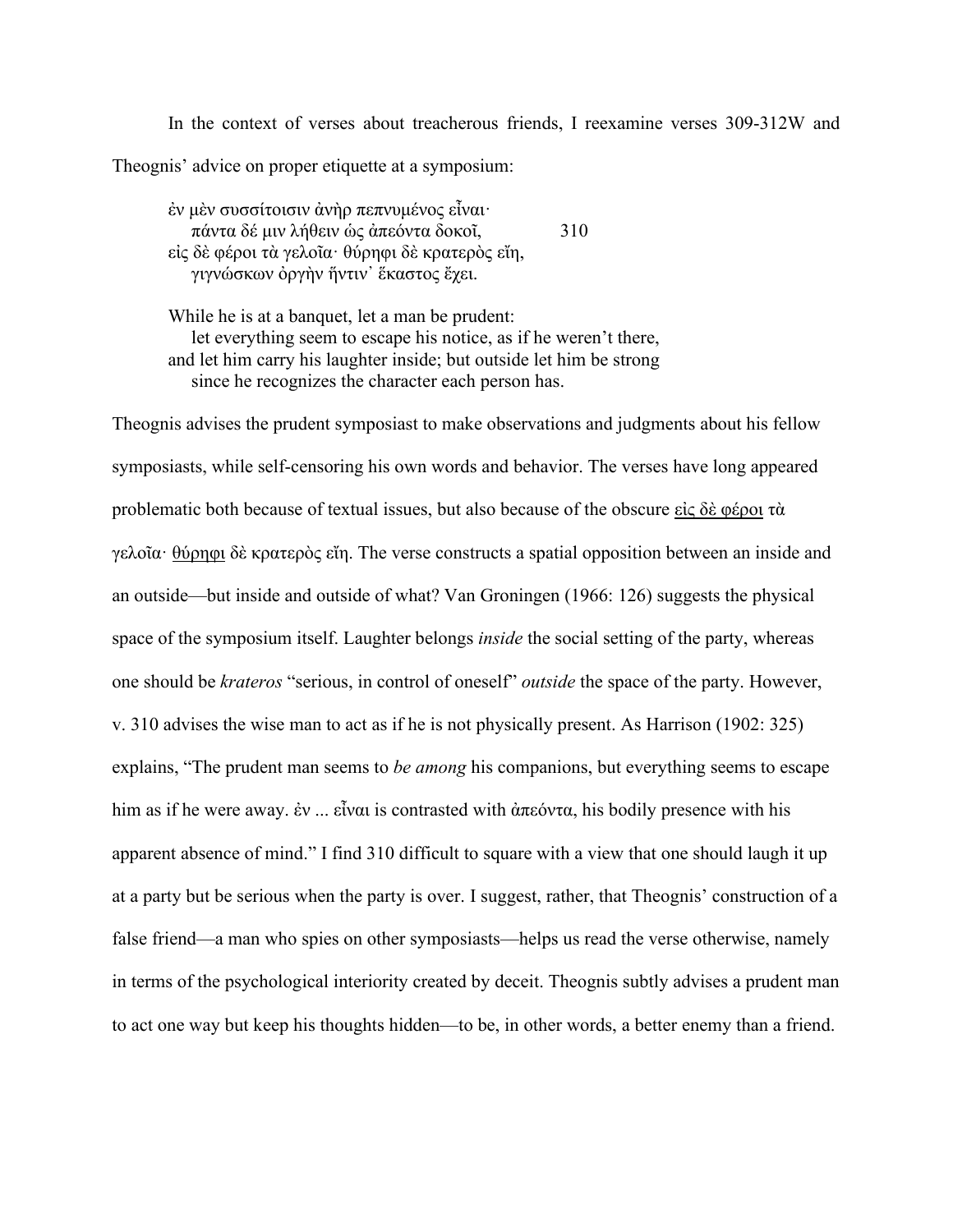In the context of verses about treacherous friends, I reexamine verses 309-312W and Theognis' advice on proper etiquette at a symposium:

> ἐν μὲν συσσίτοισιν ἀνὴρ πεπνυμένος εἶναι·  
> &nbsp;&nbsp;&nbsp;&nbsp;πάντα δέ μιν λήθειν ὡς ἀπεόντα δοκοῖ, &nbsp;&nbsp;&nbsp;&nbsp;&nbsp;&nbsp;&nbsp;&nbsp;310  
> εἰς δὲ φέροι τὰ γελοῖα· θύρηφι δὲ κρατερὸς εἴη,  
> &nbsp;&nbsp;&nbsp;&nbsp;γιγνώσκων ὀργὴν ἥντιν᾽ ἕκαστος ἔχει.
>
> While he is at a banquet, let a man be prudent:  
> &nbsp;&nbsp;&nbsp;&nbsp;let everything seem to escape his notice, as if he weren't there,  
> and let him carry his laughter inside; but outside let him be strong  
> &nbsp;&nbsp;&nbsp;&nbsp;since he recognizes the character each person has.

Theognis advises the prudent symposiast to make observations and judgments about his fellow symposiasts, while self-censoring his own words and behavior. The verses have long appeared problematic both because of textual issues, but also because of the obscure <u>εἰς δὲ φέροι</u> τὰ γελοῖα· <u>θύρηφι</u> δὲ κρατερὸς εἴη. The verse constructs a spatial opposition between an inside and an outside—but inside and outside of what? Van Groningen (1966: 126) suggests the physical space of the symposium itself. Laughter belongs *inside* the social setting of the party, whereas one should be *krateros* "serious, in control of oneself" *outside* the space of the party. However, v. 310 advises the wise man to act as if he is not physically present. As Harrison (1902: 325) explains, "The prudent man seems to *be among* his companions, but everything seems to escape him as if he were away. ἐν ... εἶναι is contrasted with ἀπεόντα, his bodily presence with his apparent absence of mind." I find 310 difficult to square with a view that one should laugh it up at a party but be serious when the party is over. I suggest, rather, that Theognis' construction of a false friend—a man who spies on other symposiasts—helps us read the verse otherwise, namely in terms of the psychological interiority created by deceit. Theognis subtly advises a prudent man to act one way but keep his thoughts hidden—to be, in other words, a better enemy than a friend.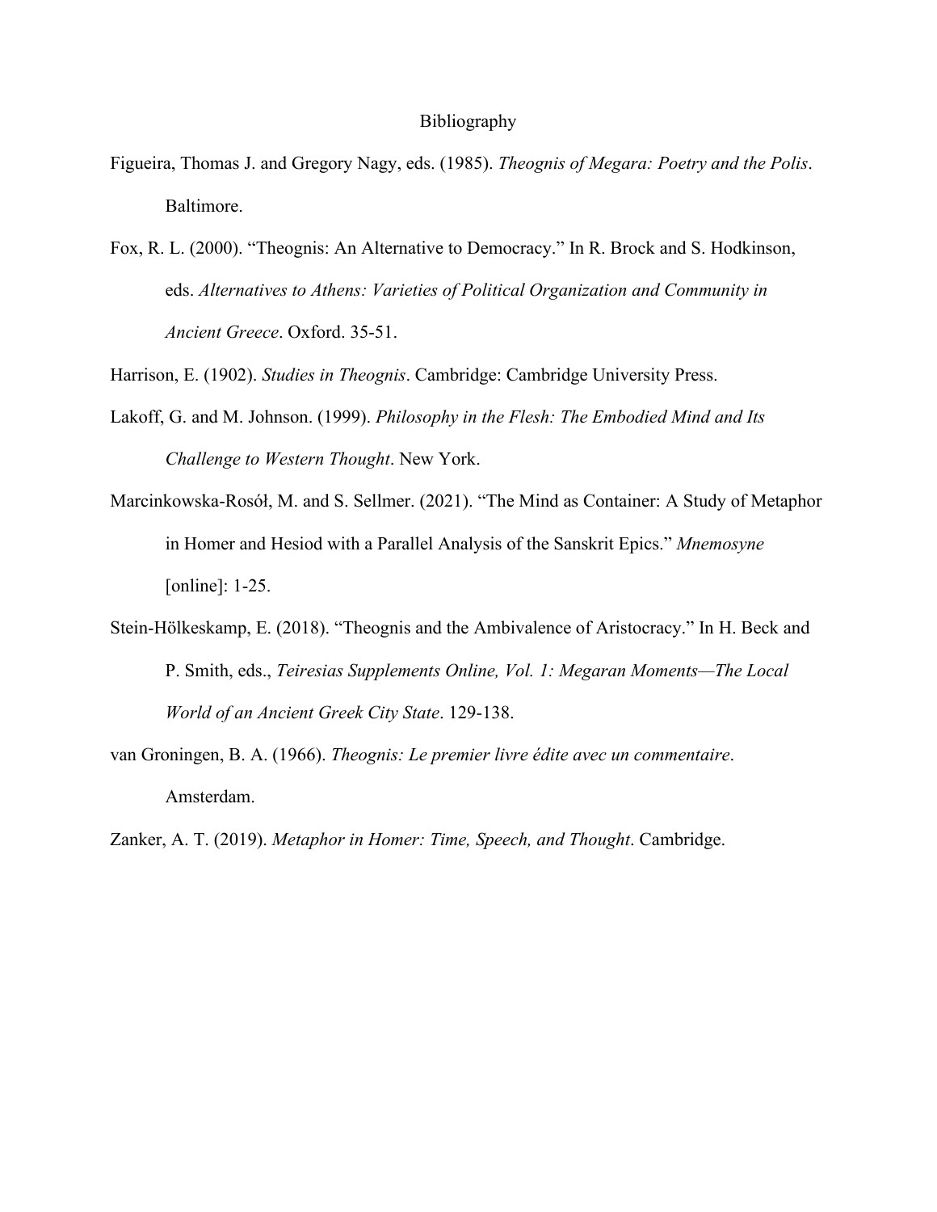# Bibliography

Figueira, Thomas J. and Gregory Nagy, eds. (1985). *Theognis of Megara: Poetry and the Polis*. Baltimore.

Fox, R. L. (2000). “Theognis: An Alternative to Democracy.” In R. Brock and S. Hodkinson, eds. *Alternatives to Athens: Varieties of Political Organization and Community in Ancient Greece*. Oxford. 35-51.

Harrison, E. (1902). *Studies in Theognis*. Cambridge: Cambridge University Press.

Lakoff, G. and M. Johnson. (1999). *Philosophy in the Flesh: The Embodied Mind and Its Challenge to Western Thought*. New York.

Marcinkowska-Rosół, M. and S. Sellmer. (2021). “The Mind as Container: A Study of Metaphor in Homer and Hesiod with a Parallel Analysis of the Sanskrit Epics.” *Mnemosyne* [online]: 1-25.

Stein-Hölkeskamp, E. (2018). “Theognis and the Ambivalence of Aristocracy.” In H. Beck and P. Smith, eds., *Teiresias Supplements Online, Vol. 1: Megaran Moments—The Local World of an Ancient Greek City State*. 129-138.

van Groningen, B. A. (1966). *Theognis: Le premier livre édite avec un commentaire*. Amsterdam.

Zanker, A. T. (2019). *Metaphor in Homer: Time, Speech, and Thought*. Cambridge.